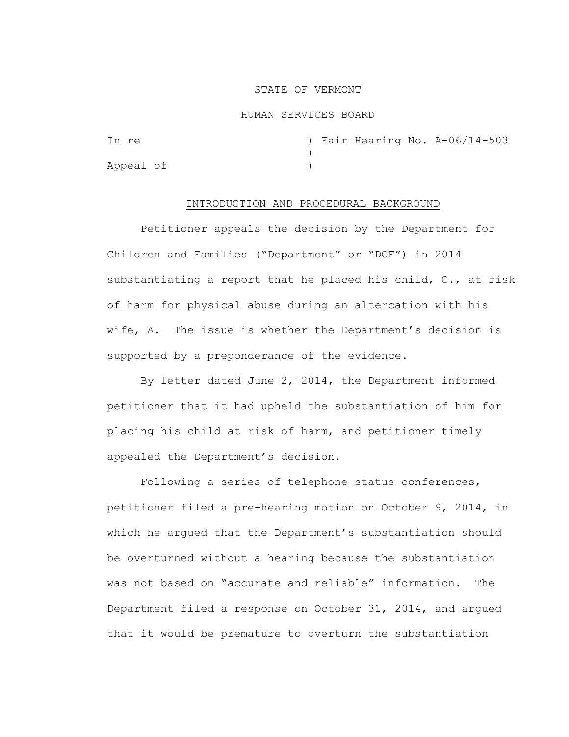STATE OF VERMONT

HUMAN SERVICES BOARD

| | |
|---|---|
| In re | ) Fair Hearing No. A-06/14-503 |
| | ) |
| Appeal of | ) |

## INTRODUCTION AND PROCEDURAL BACKGROUND

Petitioner appeals the decision by the Department for Children and Families ("Department" or "DCF") in 2014 substantiating a report that he placed his child, C., at risk of harm for physical abuse during an altercation with his wife, A. The issue is whether the Department's decision is supported by a preponderance of the evidence.

By letter dated June 2, 2014, the Department informed petitioner that it had upheld the substantiation of him for placing his child at risk of harm, and petitioner timely appealed the Department's decision.

Following a series of telephone status conferences, petitioner filed a pre-hearing motion on October 9, 2014, in which he argued that the Department's substantiation should be overturned without a hearing because the substantiation was not based on "accurate and reliable" information. The Department filed a response on October 31, 2014, and argued that it would be premature to overturn the substantiation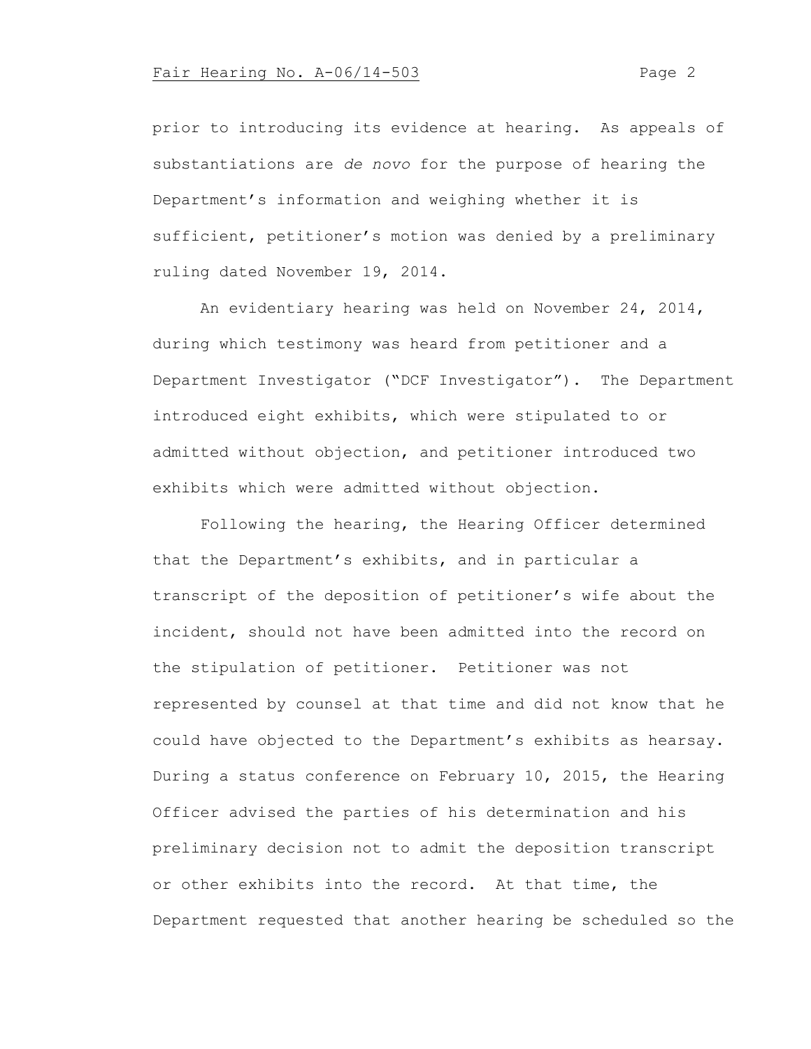prior to introducing its evidence at hearing. As appeals of substantiations are *de novo* for the purpose of hearing the Department's information and weighing whether it is sufficient, petitioner's motion was denied by a preliminary ruling dated November 19, 2014.

An evidentiary hearing was held on November 24, 2014, during which testimony was heard from petitioner and a Department Investigator ("DCF Investigator"). The Department introduced eight exhibits, which were stipulated to or admitted without objection, and petitioner introduced two exhibits which were admitted without objection.

Following the hearing, the Hearing Officer determined that the Department's exhibits, and in particular a transcript of the deposition of petitioner's wife about the incident, should not have been admitted into the record on the stipulation of petitioner. Petitioner was not represented by counsel at that time and did not know that he could have objected to the Department's exhibits as hearsay. During a status conference on February 10, 2015, the Hearing Officer advised the parties of his determination and his preliminary decision not to admit the deposition transcript or other exhibits into the record. At that time, the Department requested that another hearing be scheduled so the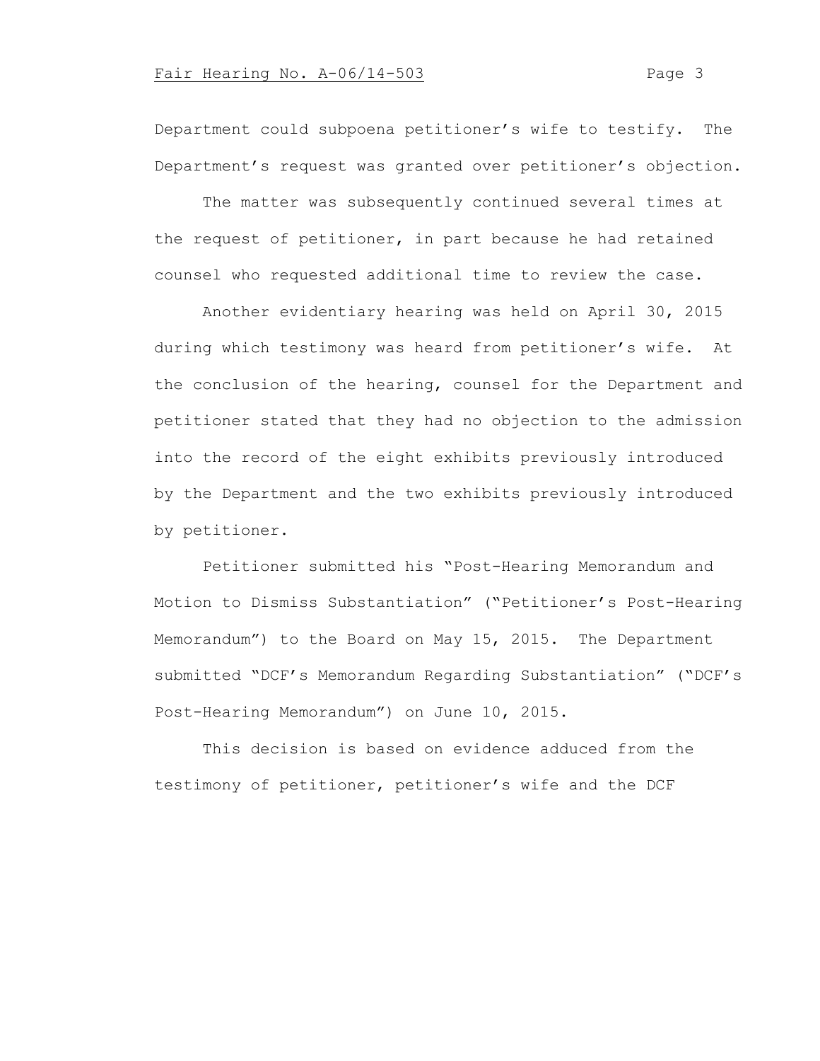Department could subpoena petitioner’s wife to testify. The Department’s request was granted over petitioner’s objection.

The matter was subsequently continued several times at the request of petitioner, in part because he had retained counsel who requested additional time to review the case.

Another evidentiary hearing was held on April 30, 2015 during which testimony was heard from petitioner’s wife. At the conclusion of the hearing, counsel for the Department and petitioner stated that they had no objection to the admission into the record of the eight exhibits previously introduced by the Department and the two exhibits previously introduced by petitioner.

Petitioner submitted his “Post-Hearing Memorandum and Motion to Dismiss Substantiation” (“Petitioner’s Post-Hearing Memorandum”) to the Board on May 15, 2015. The Department submitted “DCF’s Memorandum Regarding Substantiation” (“DCF’s Post-Hearing Memorandum”) on June 10, 2015.

This decision is based on evidence adduced from the testimony of petitioner, petitioner’s wife and the DCF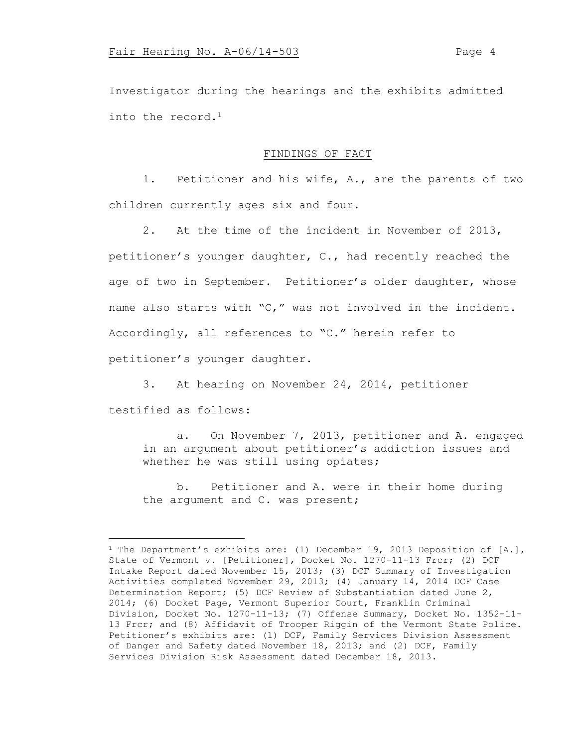Investigator during the hearings and the exhibits admitted into the record.[1]

## FINDINGS OF FACT

1. Petitioner and his wife, A., are the parents of two children currently ages six and four.

2. At the time of the incident in November of 2013, petitioner's younger daughter, C., had recently reached the age of two in September. Petitioner's older daughter, whose name also starts with "C," was not involved in the incident. Accordingly, all references to "C." herein refer to petitioner's younger daughter.

3. At hearing on November 24, 2014, petitioner testified as follows:

> a. On November 7, 2013, petitioner and A. engaged in an argument about petitioner's addiction issues and whether he was still using opiates;
>
> b. Petitioner and A. were in their home during the argument and C. was present;

---

[1] The Department's exhibits are: (1) December 19, 2013 Deposition of [A.], State of Vermont v. [Petitioner], Docket No. 1270-11-13 Frcr; (2) DCF Intake Report dated November 15, 2013; (3) DCF Summary of Investigation Activities completed November 29, 2013; (4) January 14, 2014 DCF Case Determination Report; (5) DCF Review of Substantiation dated June 2, 2014; (6) Docket Page, Vermont Superior Court, Franklin Criminal Division, Docket No. 1270-11-13; (7) Offense Summary, Docket No. 1352-11-13 Frcr; and (8) Affidavit of Trooper Riggin of the Vermont State Police. Petitioner's exhibits are: (1) DCF, Family Services Division Assessment of Danger and Safety dated November 18, 2013; and (2) DCF, Family Services Division Risk Assessment dated December 18, 2013.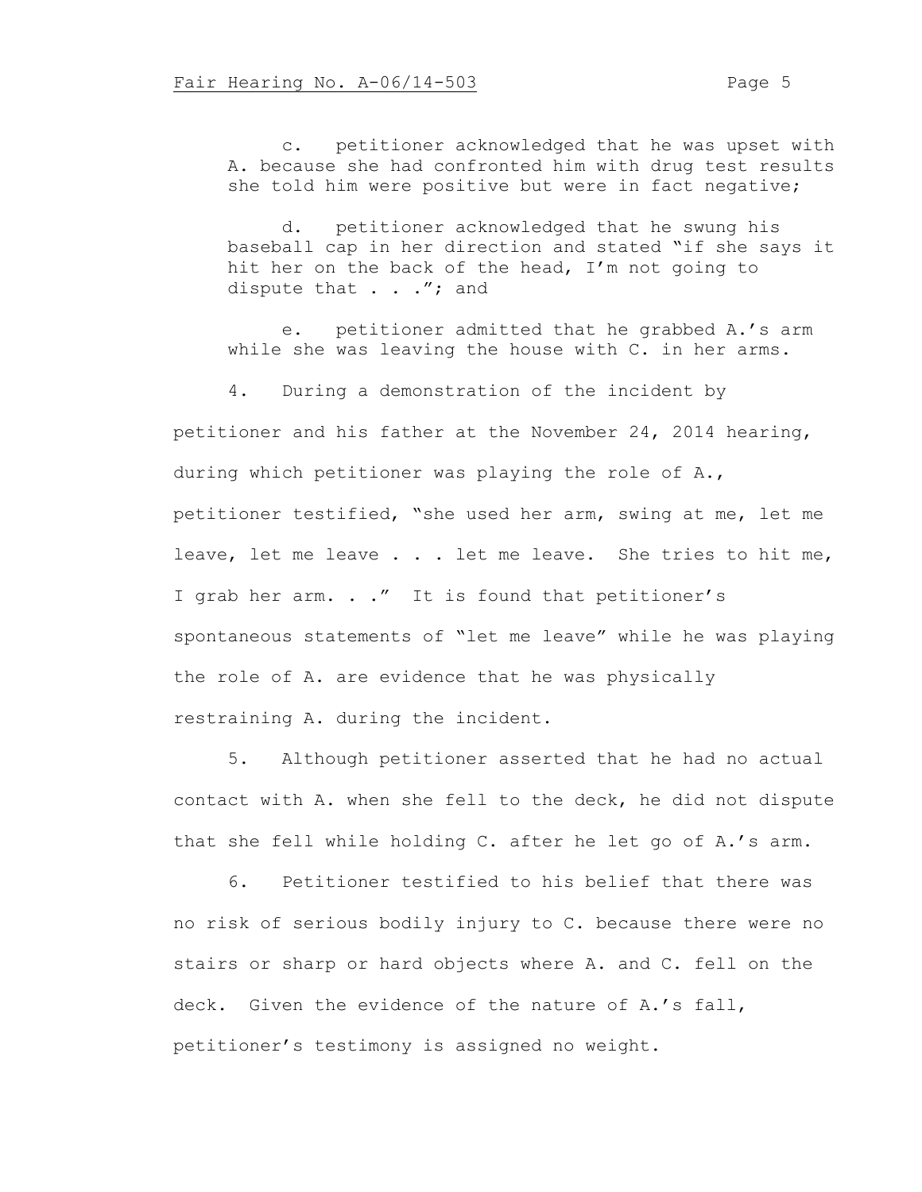c. petitioner acknowledged that he was upset with A. because she had confronted him with drug test results she told him were positive but were in fact negative;

d. petitioner acknowledged that he swung his baseball cap in her direction and stated "if she says it hit her on the back of the head, I'm not going to dispute that . . ."; and

e. petitioner admitted that he grabbed A.'s arm while she was leaving the house with C. in her arms.

4. During a demonstration of the incident by petitioner and his father at the November 24, 2014 hearing, during which petitioner was playing the role of A., petitioner testified, "she used her arm, swing at me, let me leave, let me leave . . . let me leave. She tries to hit me, I grab her arm. . ." It is found that petitioner's spontaneous statements of "let me leave" while he was playing the role of A. are evidence that he was physically restraining A. during the incident.

5. Although petitioner asserted that he had no actual contact with A. when she fell to the deck, he did not dispute that she fell while holding C. after he let go of A.'s arm.

6. Petitioner testified to his belief that there was no risk of serious bodily injury to C. because there were no stairs or sharp or hard objects where A. and C. fell on the deck. Given the evidence of the nature of A.'s fall, petitioner's testimony is assigned no weight.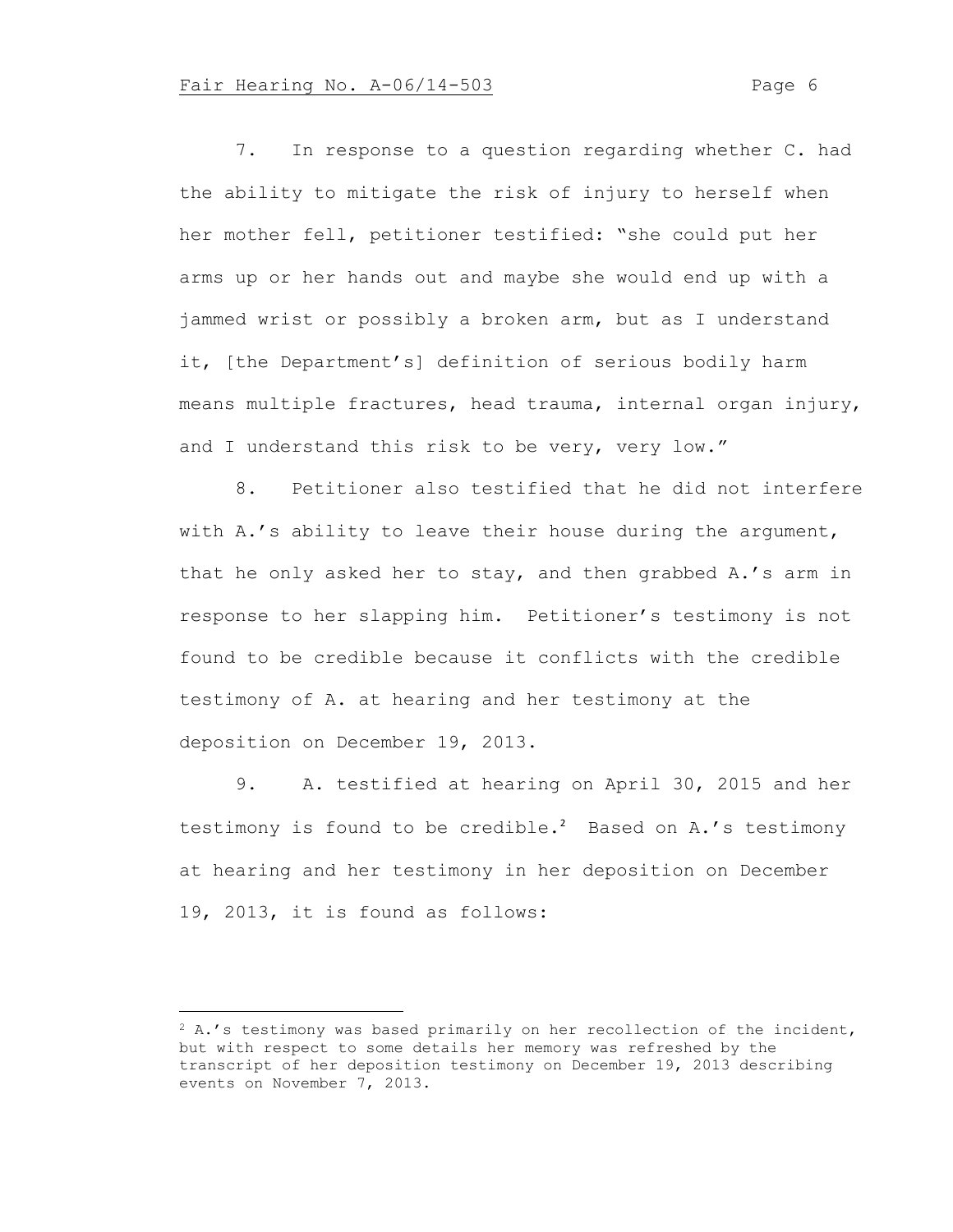7. In response to a question regarding whether C. had the ability to mitigate the risk of injury to herself when her mother fell, petitioner testified: "she could put her arms up or her hands out and maybe she would end up with a jammed wrist or possibly a broken arm, but as I understand it, [the Department's] definition of serious bodily harm means multiple fractures, head trauma, internal organ injury, and I understand this risk to be very, very low."

8. Petitioner also testified that he did not interfere with A.'s ability to leave their house during the argument, that he only asked her to stay, and then grabbed A.'s arm in response to her slapping him. Petitioner's testimony is not found to be credible because it conflicts with the credible testimony of A. at hearing and her testimony at the deposition on December 19, 2013.

9. A. testified at hearing on April 30, 2015 and her testimony is found to be credible.[2] Based on A.'s testimony at hearing and her testimony in her deposition on December 19, 2013, it is found as follows:

---

[2] A.'s testimony was based primarily on her recollection of the incident, but with respect to some details her memory was refreshed by the transcript of her deposition testimony on December 19, 2013 describing events on November 7, 2013.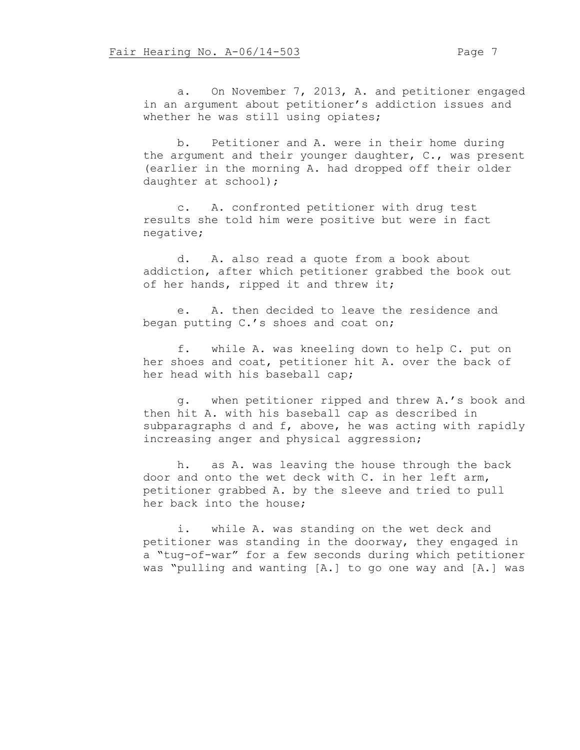a. On November 7, 2013, A. and petitioner engaged in an argument about petitioner's addiction issues and whether he was still using opiates;

b. Petitioner and A. were in their home during the argument and their younger daughter, C., was present (earlier in the morning A. had dropped off their older daughter at school);

c. A. confronted petitioner with drug test results she told him were positive but were in fact negative;

d. A. also read a quote from a book about addiction, after which petitioner grabbed the book out of her hands, ripped it and threw it;

e. A. then decided to leave the residence and began putting C.'s shoes and coat on;

f. while A. was kneeling down to help C. put on her shoes and coat, petitioner hit A. over the back of her head with his baseball cap;

g. when petitioner ripped and threw A.'s book and then hit A. with his baseball cap as described in subparagraphs d and f, above, he was acting with rapidly increasing anger and physical aggression;

h. as A. was leaving the house through the back door and onto the wet deck with C. in her left arm, petitioner grabbed A. by the sleeve and tried to pull her back into the house;

i. while A. was standing on the wet deck and petitioner was standing in the doorway, they engaged in a "tug-of-war" for a few seconds during which petitioner was "pulling and wanting [A.] to go one way and [A.] was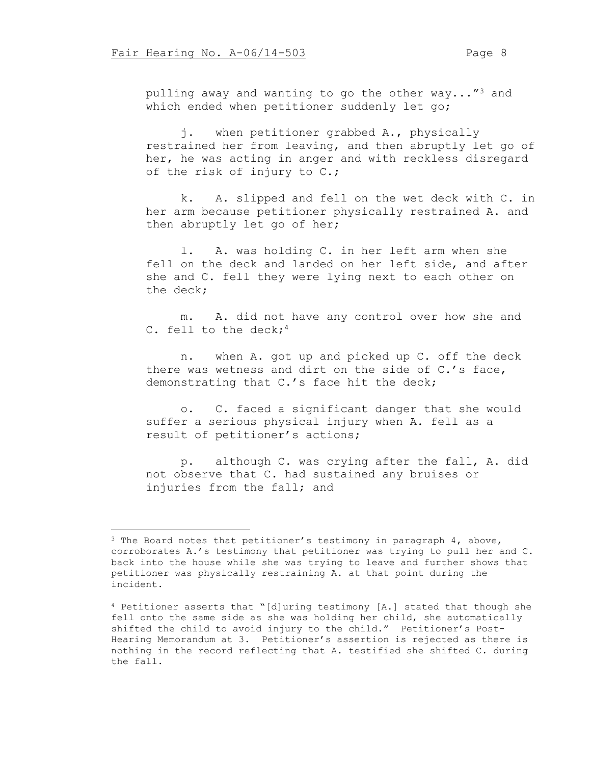pulling away and wanting to go the other way..."[3] and which ended when petitioner suddenly let go;

j. when petitioner grabbed A., physically restrained her from leaving, and then abruptly let go of her, he was acting in anger and with reckless disregard of the risk of injury to C.;

k. A. slipped and fell on the wet deck with C. in her arm because petitioner physically restrained A. and then abruptly let go of her;

l. A. was holding C. in her left arm when she fell on the deck and landed on her left side, and after she and C. fell they were lying next to each other on the deck;

m. A. did not have any control over how she and C. fell to the deck;[4]

n. when A. got up and picked up C. off the deck there was wetness and dirt on the side of C.'s face, demonstrating that C.'s face hit the deck;

o. C. faced a significant danger that she would suffer a serious physical injury when A. fell as a result of petitioner's actions;

p. although C. was crying after the fall, A. did not observe that C. had sustained any bruises or injuries from the fall; and

---

[3] The Board notes that petitioner's testimony in paragraph 4, above, corroborates A.'s testimony that petitioner was trying to pull her and C. back into the house while she was trying to leave and further shows that petitioner was physically restraining A. at that point during the incident.

[4] Petitioner asserts that "[d]uring testimony [A.] stated that though she fell onto the same side as she was holding her child, she automatically shifted the child to avoid injury to the child." Petitioner's Post-Hearing Memorandum at 3. Petitioner's assertion is rejected as there is nothing in the record reflecting that A. testified she shifted C. during the fall.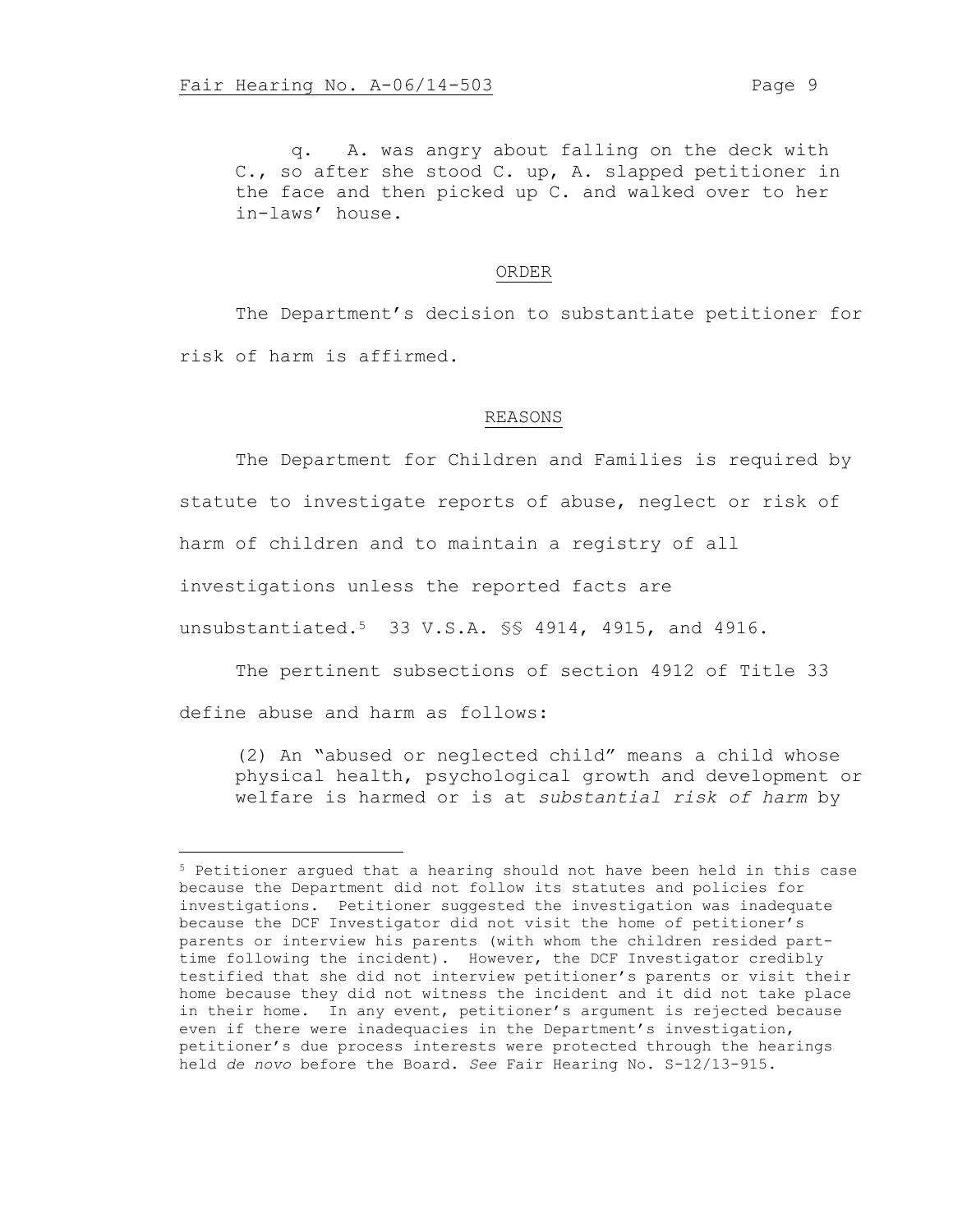q. A. was angry about falling on the deck with C., so after she stood C. up, A. slapped petitioner in the face and then picked up C. and walked over to her in-laws' house.

## ORDER

The Department's decision to substantiate petitioner for risk of harm is affirmed.

## REASONS

The Department for Children and Families is required by statute to investigate reports of abuse, neglect or risk of harm of children and to maintain a registry of all investigations unless the reported facts are unsubstantiated.[5] 33 V.S.A. §§ 4914, 4915, and 4916.

The pertinent subsections of section 4912 of Title 33 define abuse and harm as follows:

> (2) An "abused or neglected child" means a child whose physical health, psychological growth and development or welfare is harmed or is at *substantial risk of harm* by

---

[5] Petitioner argued that a hearing should not have been held in this case because the Department did not follow its statutes and policies for investigations. Petitioner suggested the investigation was inadequate because the DCF Investigator did not visit the home of petitioner's parents or interview his parents (with whom the children resided part-time following the incident). However, the DCF Investigator credibly testified that she did not interview petitioner's parents or visit their home because they did not witness the incident and it did not take place in their home. In any event, petitioner's argument is rejected because even if there were inadequacies in the Department's investigation, petitioner's due process interests were protected through the hearings held *de novo* before the Board. *See* Fair Hearing No. S-12/13-915.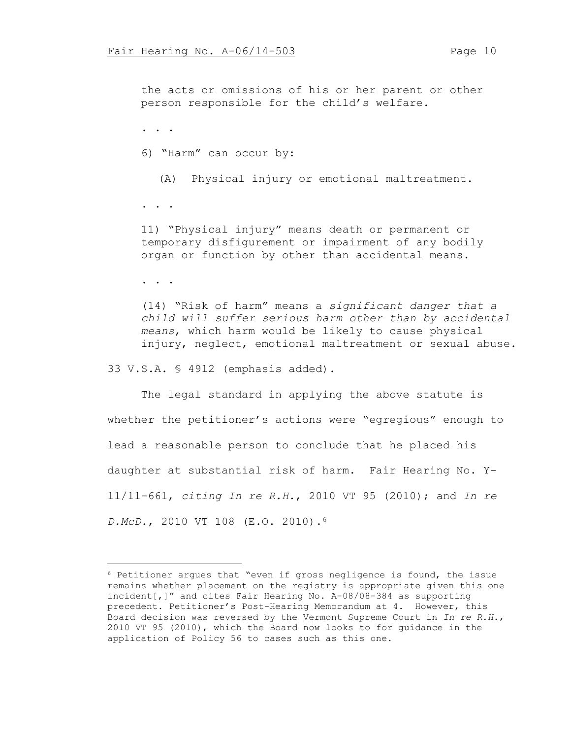the acts or omissions of his or her parent or other person responsible for the child's welfare.

. . .

6) "Harm" can occur by:

(A) Physical injury or emotional maltreatment.

. . .

11) "Physical injury" means death or permanent or temporary disfigurement or impairment of any bodily organ or function by other than accidental means.

. . .

(14) "Risk of harm" means a *significant danger that a child will suffer serious harm other than by accidental means*, which harm would be likely to cause physical injury, neglect, emotional maltreatment or sexual abuse.

33 V.S.A. § 4912 (emphasis added).

The legal standard in applying the above statute is whether the petitioner's actions were "egregious" enough to lead a reasonable person to conclude that he placed his daughter at substantial risk of harm. Fair Hearing No. Y-11/11-661, *citing In re R.H.*, 2010 VT 95 (2010); and *In re D.McD.*, 2010 VT 108 (E.O. 2010).[6]

---

[6] Petitioner argues that "even if gross negligence is found, the issue remains whether placement on the registry is appropriate given this one incident[,]" and cites Fair Hearing No. A-08/08-384 as supporting precedent. Petitioner's Post-Hearing Memorandum at 4. However, this Board decision was reversed by the Vermont Supreme Court in *In re R.H.*, 2010 VT 95 (2010), which the Board now looks to for guidance in the application of Policy 56 to cases such as this one.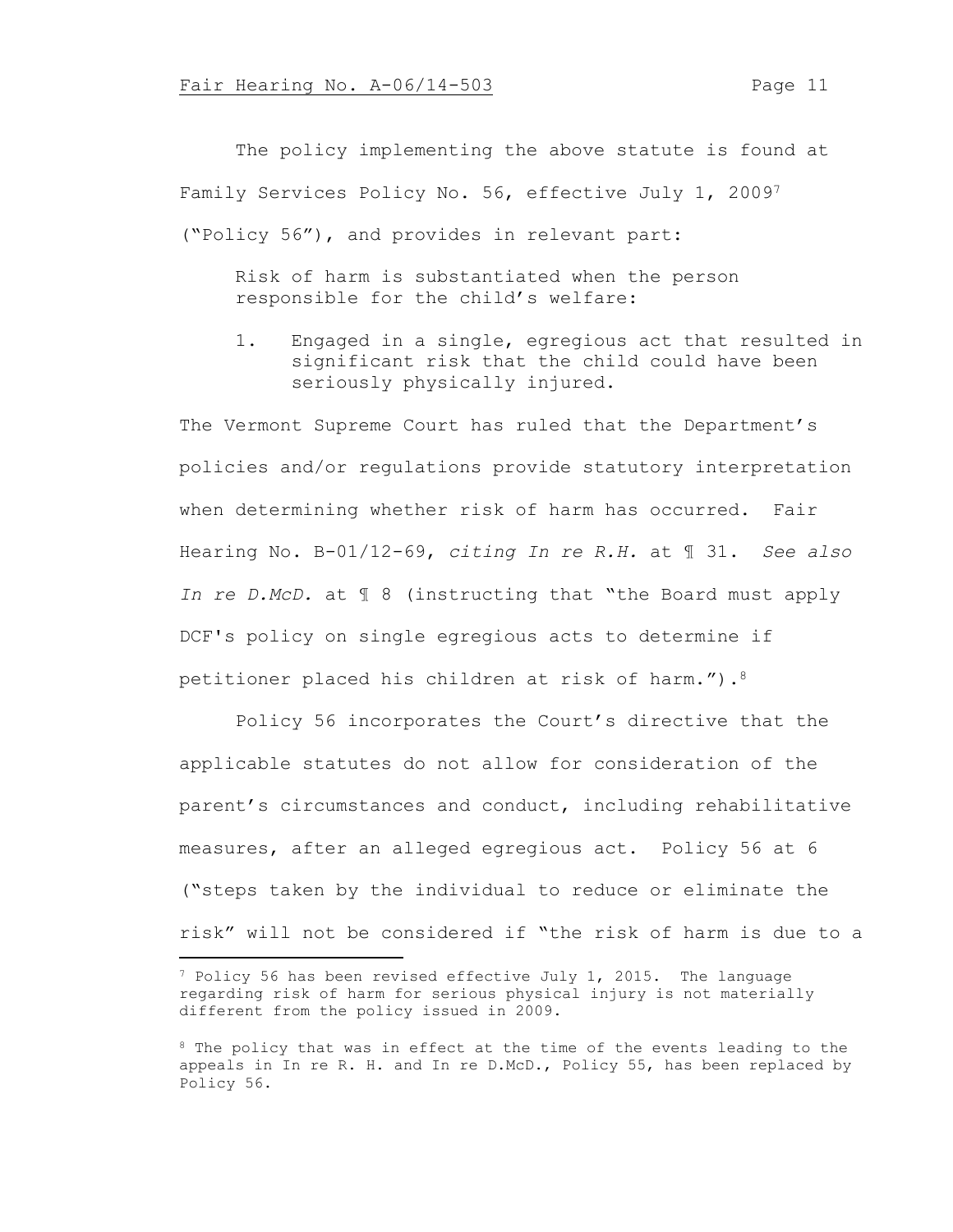The policy implementing the above statute is found at Family Services Policy No. 56, effective July 1, 2009[7] ("Policy 56"), and provides in relevant part:

> Risk of harm is substantiated when the person responsible for the child's welfare:
>
> 1. Engaged in a single, egregious act that resulted in significant risk that the child could have been seriously physically injured.

The Vermont Supreme Court has ruled that the Department's policies and/or regulations provide statutory interpretation when determining whether risk of harm has occurred. Fair Hearing No. B-01/12-69, *citing In re R.H.* at ¶ 31. *See also In re D.McD.* at ¶ 8 (instructing that "the Board must apply DCF's policy on single egregious acts to determine if petitioner placed his children at risk of harm.").[8]

Policy 56 incorporates the Court's directive that the applicable statutes do not allow for consideration of the parent's circumstances and conduct, including rehabilitative measures, after an alleged egregious act. Policy 56 at 6 ("steps taken by the individual to reduce or eliminate the risk" will not be considered if "the risk of harm is due to a

---

[7] Policy 56 has been revised effective July 1, 2015. The language regarding risk of harm for serious physical injury is not materially different from the policy issued in 2009.

[8] The policy that was in effect at the time of the events leading to the appeals in In re R. H. and In re D.McD., Policy 55, has been replaced by Policy 56.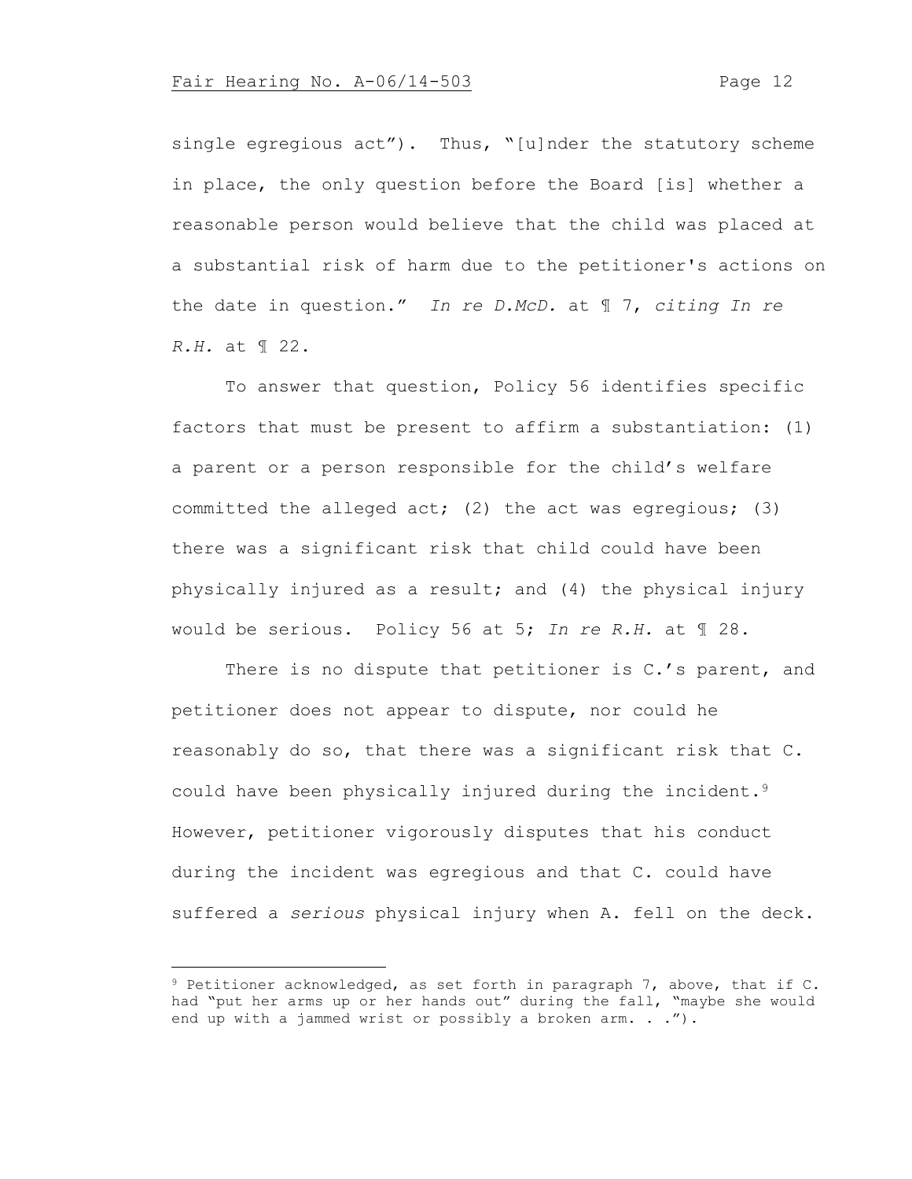single egregious act"). Thus, "[u]nder the statutory scheme in place, the only question before the Board [is] whether a reasonable person would believe that the child was placed at a substantial risk of harm due to the petitioner's actions on the date in question." *In re D.McD.* at ¶ 7, *citing In re R.H.* at ¶ 22.

To answer that question, Policy 56 identifies specific factors that must be present to affirm a substantiation: (1) a parent or a person responsible for the child's welfare committed the alleged act; (2) the act was egregious; (3) there was a significant risk that child could have been physically injured as a result; and (4) the physical injury would be serious. Policy 56 at 5; *In re R.H.* at ¶ 28.

There is no dispute that petitioner is C.'s parent, and petitioner does not appear to dispute, nor could he reasonably do so, that there was a significant risk that C. could have been physically injured during the incident.[9] However, petitioner vigorously disputes that his conduct during the incident was egregious and that C. could have suffered a *serious* physical injury when A. fell on the deck.

[9] Petitioner acknowledged, as set forth in paragraph 7, above, that if C. had "put her arms up or her hands out" during the fall, "maybe she would end up with a jammed wrist or possibly a broken arm. . .").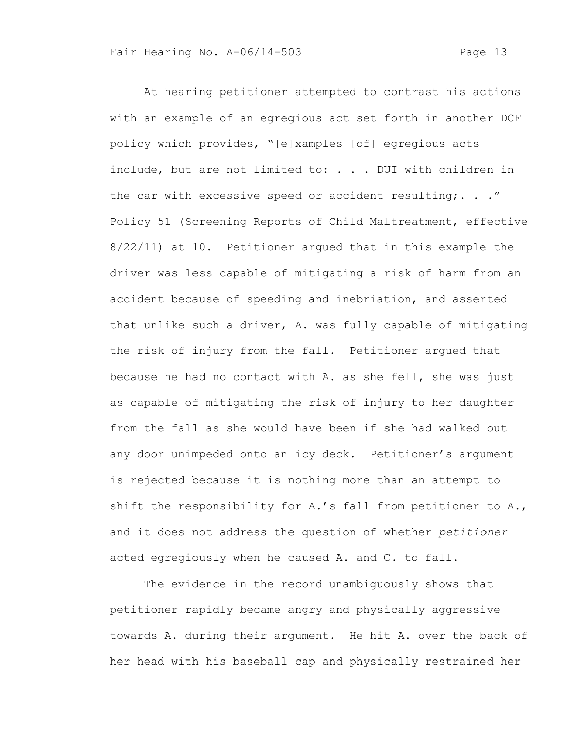At hearing petitioner attempted to contrast his actions with an example of an egregious act set forth in another DCF policy which provides, "[e]xamples [of] egregious acts include, but are not limited to: . . . DUI with children in the car with excessive speed or accident resulting;. . ." Policy 51 (Screening Reports of Child Maltreatment, effective 8/22/11) at 10. Petitioner argued that in this example the driver was less capable of mitigating a risk of harm from an accident because of speeding and inebriation, and asserted that unlike such a driver, A. was fully capable of mitigating the risk of injury from the fall. Petitioner argued that because he had no contact with A. as she fell, she was just as capable of mitigating the risk of injury to her daughter from the fall as she would have been if she had walked out any door unimpeded onto an icy deck. Petitioner's argument is rejected because it is nothing more than an attempt to shift the responsibility for A.'s fall from petitioner to A., and it does not address the question of whether *petitioner* acted egregiously when he caused A. and C. to fall.

The evidence in the record unambiguously shows that petitioner rapidly became angry and physically aggressive towards A. during their argument. He hit A. over the back of her head with his baseball cap and physically restrained her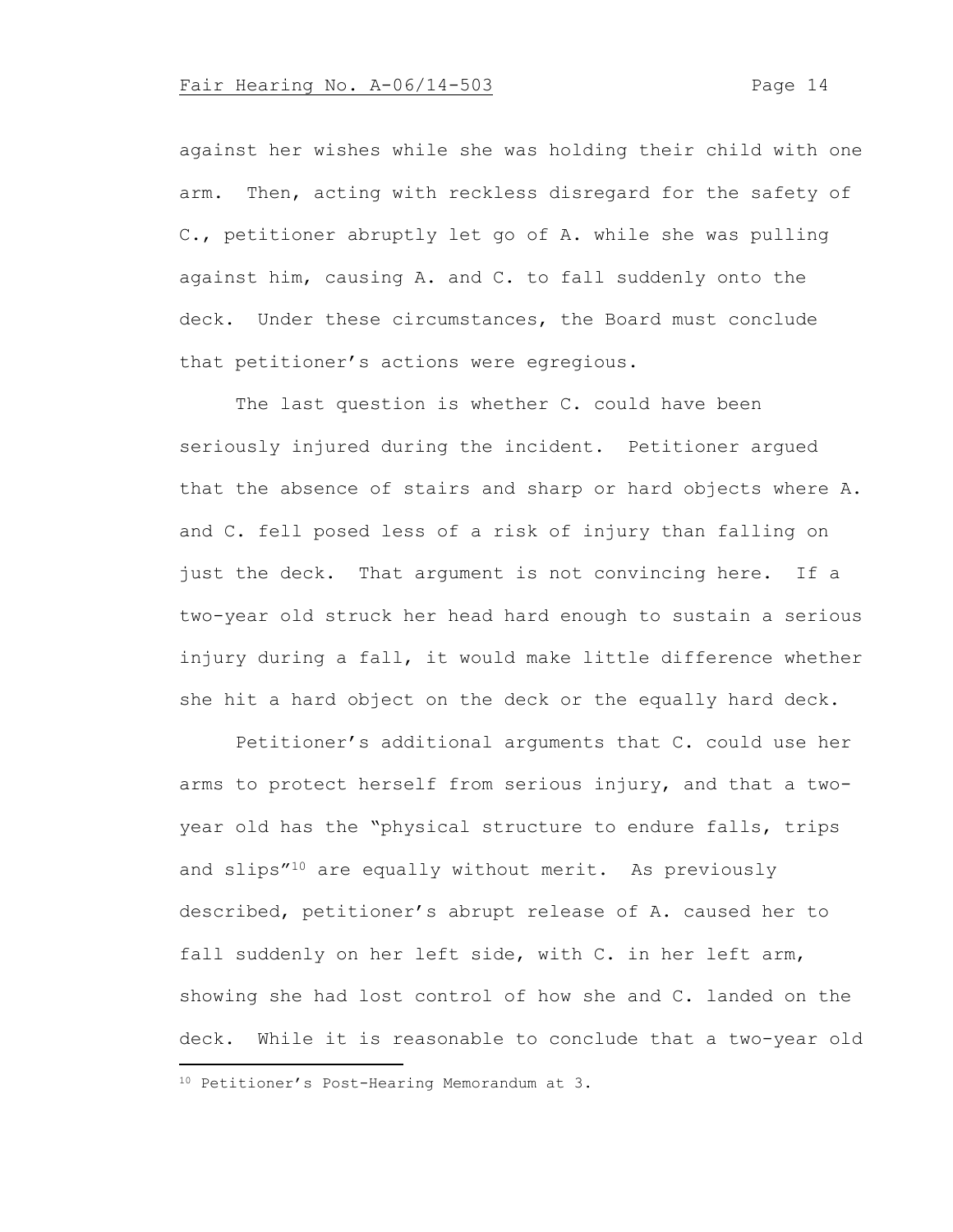against her wishes while she was holding their child with one arm. Then, acting with reckless disregard for the safety of C., petitioner abruptly let go of A. while she was pulling against him, causing A. and C. to fall suddenly onto the deck. Under these circumstances, the Board must conclude that petitioner's actions were egregious.

The last question is whether C. could have been seriously injured during the incident. Petitioner argued that the absence of stairs and sharp or hard objects where A. and C. fell posed less of a risk of injury than falling on just the deck. That argument is not convincing here. If a two-year old struck her head hard enough to sustain a serious injury during a fall, it would make little difference whether she hit a hard object on the deck or the equally hard deck.

Petitioner's additional arguments that C. could use her arms to protect herself from serious injury, and that a two-year old has the "physical structure to endure falls, trips and slips"[10] are equally without merit. As previously described, petitioner's abrupt release of A. caused her to fall suddenly on her left side, with C. in her left arm, showing she had lost control of how she and C. landed on the deck. While it is reasonable to conclude that a two-year old

[10] Petitioner's Post-Hearing Memorandum at 3.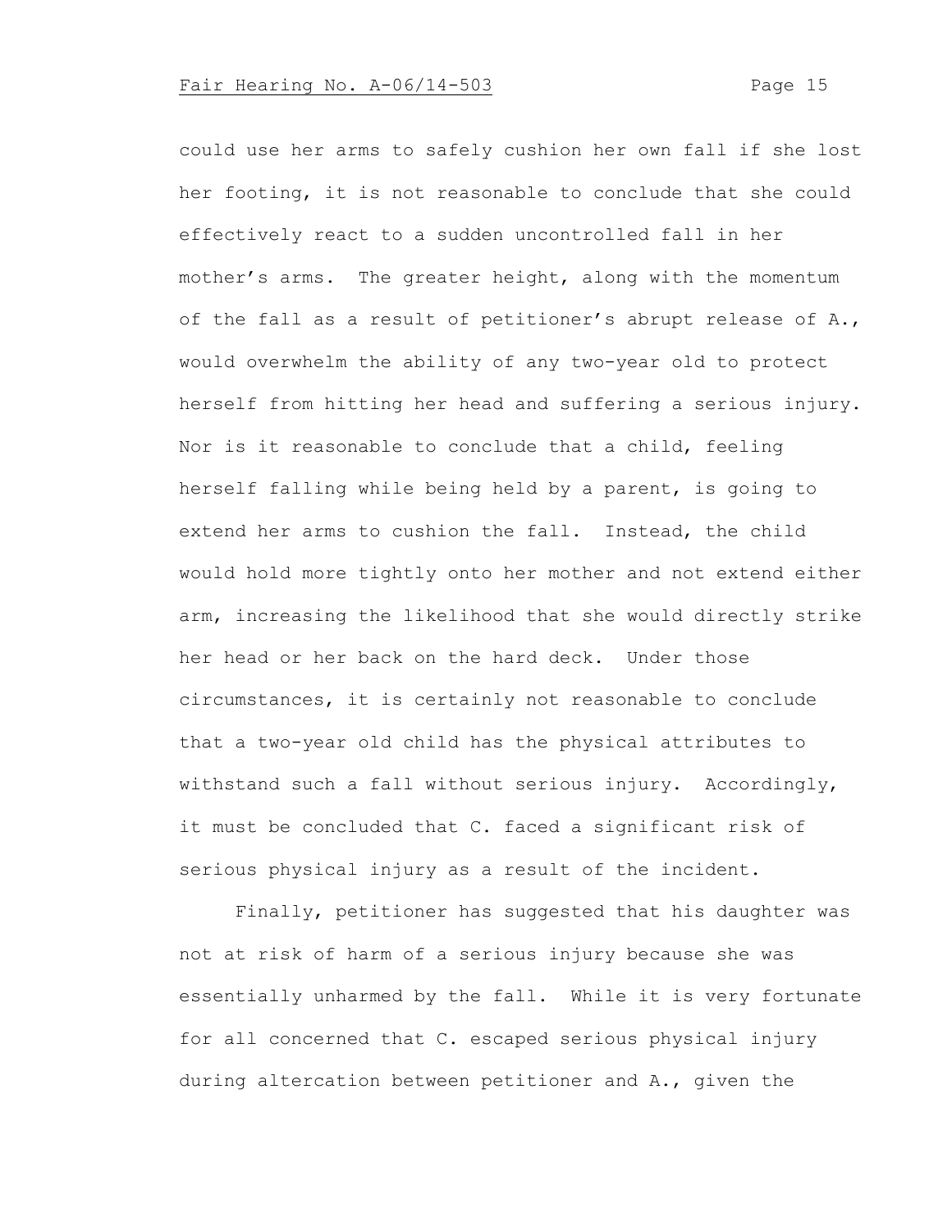could use her arms to safely cushion her own fall if she lost her footing, it is not reasonable to conclude that she could effectively react to a sudden uncontrolled fall in her mother's arms. The greater height, along with the momentum of the fall as a result of petitioner's abrupt release of A., would overwhelm the ability of any two-year old to protect herself from hitting her head and suffering a serious injury. Nor is it reasonable to conclude that a child, feeling herself falling while being held by a parent, is going to extend her arms to cushion the fall. Instead, the child would hold more tightly onto her mother and not extend either arm, increasing the likelihood that she would directly strike her head or her back on the hard deck. Under those circumstances, it is certainly not reasonable to conclude that a two-year old child has the physical attributes to withstand such a fall without serious injury. Accordingly, it must be concluded that C. faced a significant risk of serious physical injury as a result of the incident.

Finally, petitioner has suggested that his daughter was not at risk of harm of a serious injury because she was essentially unharmed by the fall. While it is very fortunate for all concerned that C. escaped serious physical injury during altercation between petitioner and A., given the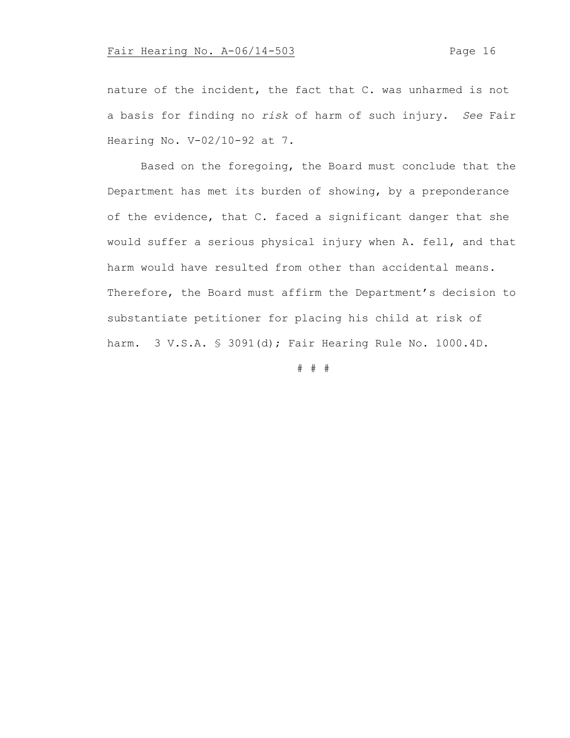nature of the incident, the fact that C. was unharmed is not a basis for finding no *risk* of harm of such injury. *See* Fair Hearing No. V-02/10-92 at 7.

Based on the foregoing, the Board must conclude that the Department has met its burden of showing, by a preponderance of the evidence, that C. faced a significant danger that she would suffer a serious physical injury when A. fell, and that harm would have resulted from other than accidental means. Therefore, the Board must affirm the Department's decision to substantiate petitioner for placing his child at risk of harm. 3 V.S.A. § 3091(d); Fair Hearing Rule No. 1000.4D.

# # #